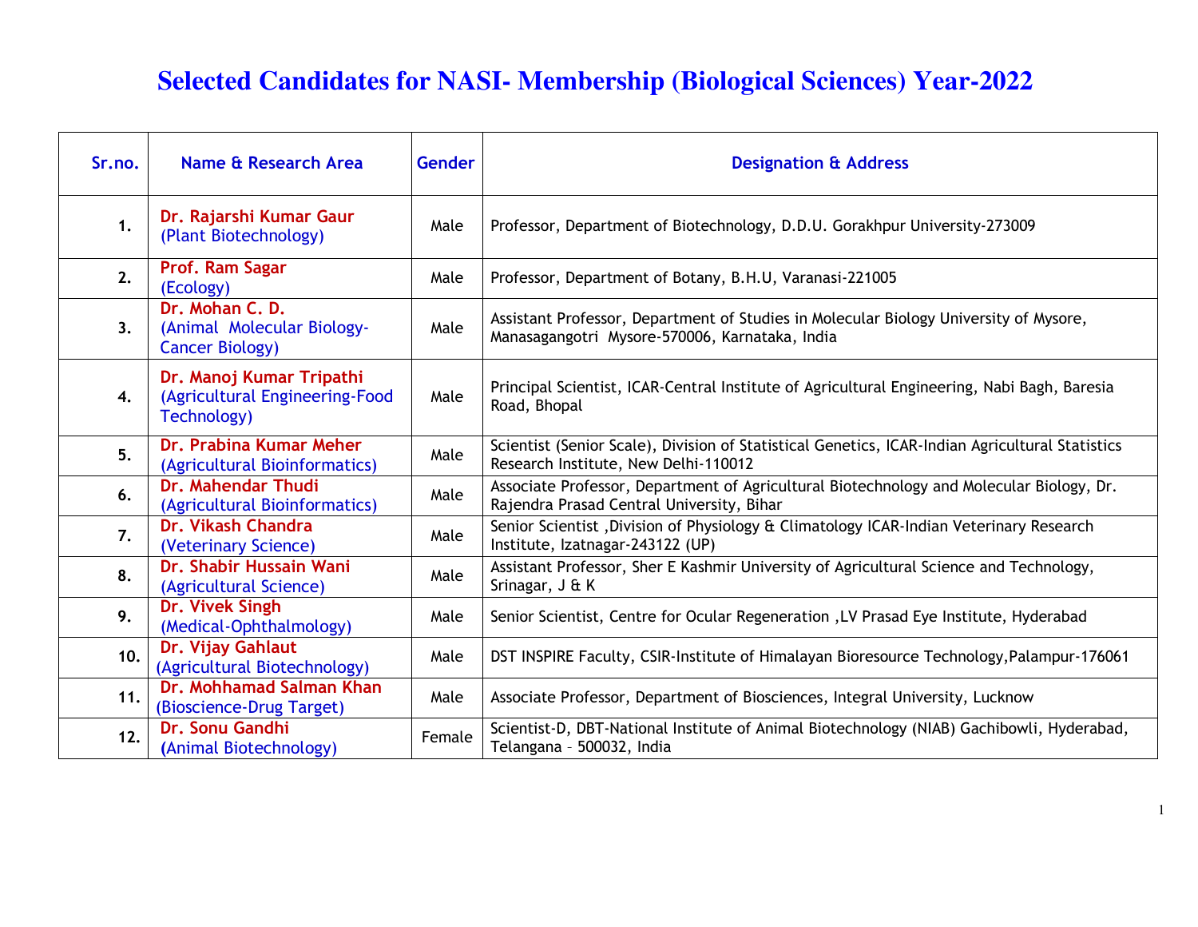# Selected Candidates for NASI- Membership (Biological Sciences) Year-2022

| Sr.no. | Name & Research Area | Gender | Designation & Address |
|---|---|---|---|
| 1. | **Dr. Rajarshi Kumar Gaur** (Plant Biotechnology) | Male | Professor, Department of Biotechnology, D.D.U. Gorakhpur University-273009 |
| 2. | **Prof. Ram Sagar** (Ecology) | Male | Professor, Department of Botany, B.H.U, Varanasi-221005 |
| 3. | **Dr. Mohan C. D.** (Animal Molecular Biology-Cancer Biology) | Male | Assistant Professor, Department of Studies in Molecular Biology University of Mysore, Manasagangotri Mysore-570006, Karnataka, India |
| 4. | **Dr. Manoj Kumar Tripathi** (Agricultural Engineering-Food Technology) | Male | Principal Scientist, ICAR-Central Institute of Agricultural Engineering, Nabi Bagh, Baresia Road, Bhopal |
| 5. | **Dr. Prabina Kumar Meher** (Agricultural Bioinformatics) | Male | Scientist (Senior Scale), Division of Statistical Genetics, ICAR-Indian Agricultural Statistics Research Institute, New Delhi-110012 |
| 6. | **Dr. Mahendar Thudi** (Agricultural Bioinformatics) | Male | Associate Professor, Department of Agricultural Biotechnology and Molecular Biology, Dr. Rajendra Prasad Central University, Bihar |
| 7. | **Dr. Vikash Chandra** (Veterinary Science) | Male | Senior Scientist ,Division of Physiology & Climatology ICAR-Indian Veterinary Research Institute, Izatnagar-243122 (UP) |
| 8. | **Dr. Shabir Hussain Wani** (Agricultural Science) | Male | Assistant Professor, Sher E Kashmir University of Agricultural Science and Technology, Srinagar, J & K |
| 9. | **Dr. Vivek Singh** (Medical-Ophthalmology) | Male | Senior Scientist, Centre for Ocular Regeneration ,LV Prasad Eye Institute, Hyderabad |
| 10. | **Dr. Vijay Gahlaut** (Agricultural Biotechnology) | Male | DST INSPIRE Faculty, CSIR-Institute of Himalayan Bioresource Technology,Palampur-176061 |
| 11. | **Dr. Mohhamad Salman Khan** (Bioscience-Drug Target) | Male | Associate Professor, Department of Biosciences, Integral University, Lucknow |
| 12. | **Dr. Sonu Gandhi** (Animal Biotechnology) | Female | Scientist-D, DBT-National Institute of Animal Biotechnology (NIAB) Gachibowli, Hyderabad, Telangana – 500032, India |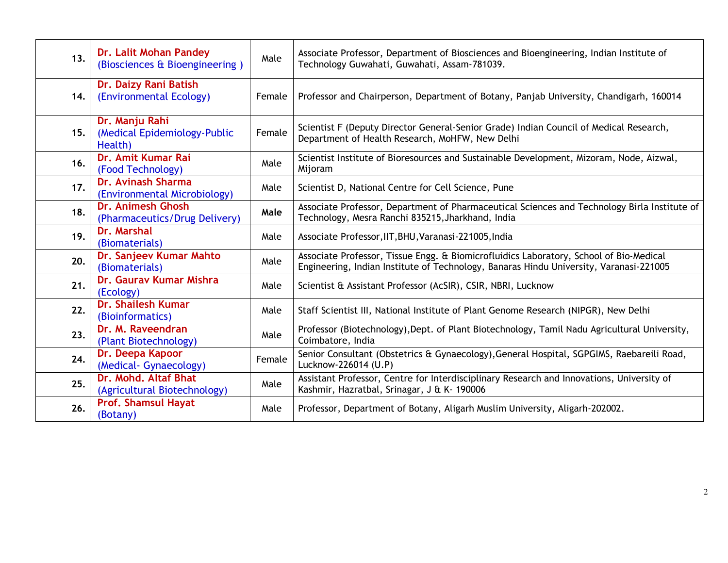| 13. | **Dr. Lalit Mohan Pandey** (Biosciences & Bioengineering ) | Male | Associate Professor, Department of Biosciences and Bioengineering, Indian Institute of Technology Guwahati, Guwahati, Assam-781039. |
|---|---|---|---|
| 14. | **Dr. Daizy Rani Batish** (Environmental Ecology) | Female | Professor and Chairperson, Department of Botany, Panjab University, Chandigarh, 160014 |
| 15. | **Dr. Manju Rahi** (Medical Epidemiology-Public Health) | Female | Scientist F (Deputy Director General-Senior Grade) Indian Council of Medical Research, Department of Health Research, MoHFW, New Delhi |
| 16. | **Dr. Amit Kumar Rai** (Food Technology) | Male | Scientist Institute of Bioresources and Sustainable Development, Mizoram, Node, Aizwal, Mijoram |
| 17. | **Dr. Avinash Sharma** (Environmental Microbiology) | Male | Scientist D, National Centre for Cell Science, Pune |
| 18. | **Dr. Animesh Ghosh** (Pharmaceutics/Drug Delivery) | **Male** | Associate Professor, Department of Pharmaceutical Sciences and Technology Birla Institute of Technology, Mesra Ranchi 835215,Jharkhand, India |
| 19. | **Dr. Marshal** (Biomaterials) | Male | Associate Professor,IIT,BHU,Varanasi-221005,India |
| 20. | **Dr. Sanjeev Kumar Mahto** (Biomaterials) | Male | Associate Professor, Tissue Engg. & Biomicrofluidics Laboratory, School of Bio-Medical Engineering, Indian Institute of Technology, Banaras Hindu University, Varanasi-221005 |
| 21. | **Dr. Gaurav Kumar Mishra** (Ecology) | Male | Scientist & Assistant Professor (AcSIR), CSIR, NBRI, Lucknow |
| 22. | **Dr. Shailesh Kumar** (Bioinformatics) | Male | Staff Scientist III, National Institute of Plant Genome Research (NIPGR), New Delhi |
| 23. | **Dr. M. Raveendran** (Plant Biotechnology) | Male | Professor (Biotechnology),Dept. of Plant Biotechnology, Tamil Nadu Agricultural University, Coimbatore, India |
| 24. | **Dr. Deepa Kapoor** (Medical- Gynaecology) | Female | Senior Consultant (Obstetrics & Gynaecology),General Hospital, SGPGIMS, Raebareili Road, Lucknow-226014 (U.P) |
| 25. | **Dr. Mohd. Altaf Bhat** (Agricultural Biotechnology) | Male | Assistant Professor, Centre for Interdisciplinary Research and Innovations, University of Kashmir, Hazratbal, Srinagar, J & K- 190006 |
| 26. | **Prof. Shamsul Hayat** (Botany) | Male | Professor, Department of Botany, Aligarh Muslim University, Aligarh-202002. |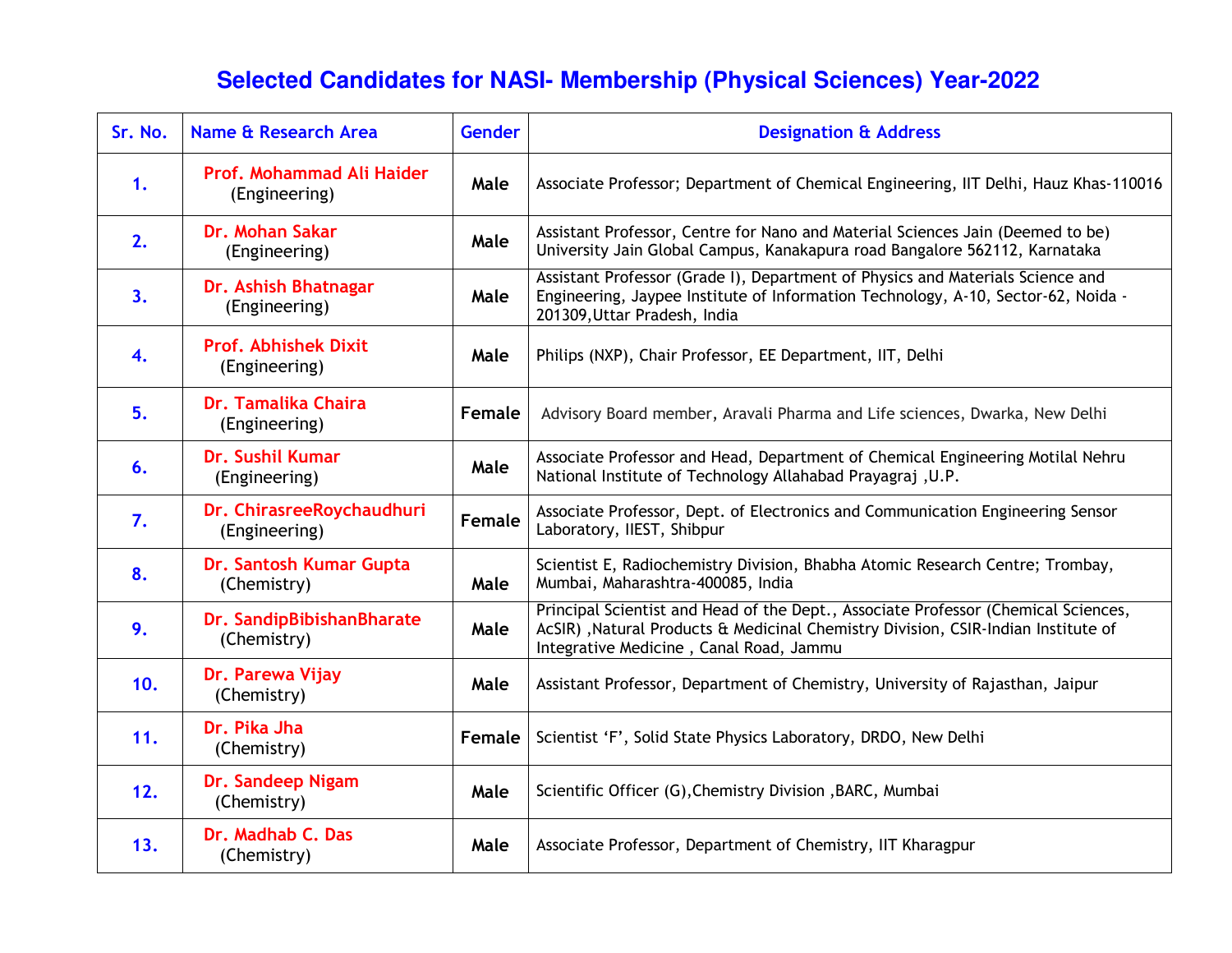# Selected Candidates for NASI- Membership (Physical Sciences) Year-2022

| Sr. No. | Name & Research Area | Gender | Designation & Address |
|---|---|---|---|
| 1. | **Prof. Mohammad Ali Haider** (Engineering) | Male | Associate Professor; Department of Chemical Engineering, IIT Delhi, Hauz Khas-110016 |
| 2. | **Dr. Mohan Sakar** (Engineering) | Male | Assistant Professor, Centre for Nano and Material Sciences Jain (Deemed to be) University Jain Global Campus, Kanakapura road Bangalore 562112, Karnataka |
| 3. | **Dr. Ashish Bhatnagar** (Engineering) | Male | Assistant Professor (Grade I), Department of Physics and Materials Science and Engineering, Jaypee Institute of Information Technology, A-10, Sector-62, Noida - 201309,Uttar Pradesh, India |
| 4. | **Prof. Abhishek Dixit** (Engineering) | Male | Philips (NXP), Chair Professor, EE Department, IIT, Delhi |
| 5. | **Dr. Tamalika Chaira** (Engineering) | Female | Advisory Board member, Aravali Pharma and Life sciences, Dwarka, New Delhi |
| 6. | **Dr. Sushil Kumar** (Engineering) | Male | Associate Professor and Head, Department of Chemical Engineering Motilal Nehru National Institute of Technology Allahabad Prayagraj ,U.P. |
| 7. | **Dr. ChirasreeRoychaudhuri** (Engineering) | Female | Associate Professor, Dept. of Electronics and Communication Engineering Sensor Laboratory, IIEST, Shibpur |
| 8. | **Dr. Santosh Kumar Gupta** (Chemistry) | Male | Scientist E, Radiochemistry Division, Bhabha Atomic Research Centre; Trombay, Mumbai, Maharashtra-400085, India |
| 9. | **Dr. SandipBibishanBharate** (Chemistry) | Male | Principal Scientist and Head of the Dept., Associate Professor (Chemical Sciences, AcSIR) ,Natural Products & Medicinal Chemistry Division, CSIR-Indian Institute of Integrative Medicine , Canal Road, Jammu |
| 10. | **Dr. Parewa Vijay** (Chemistry) | Male | Assistant Professor, Department of Chemistry, University of Rajasthan, Jaipur |
| 11. | **Dr. Pika Jha** (Chemistry) | Female | Scientist 'F', Solid State Physics Laboratory, DRDO, New Delhi |
| 12. | **Dr. Sandeep Nigam** (Chemistry) | Male | Scientific Officer (G),Chemistry Division ,BARC, Mumbai |
| 13. | **Dr. Madhab C. Das** (Chemistry) | Male | Associate Professor, Department of Chemistry, IIT Kharagpur |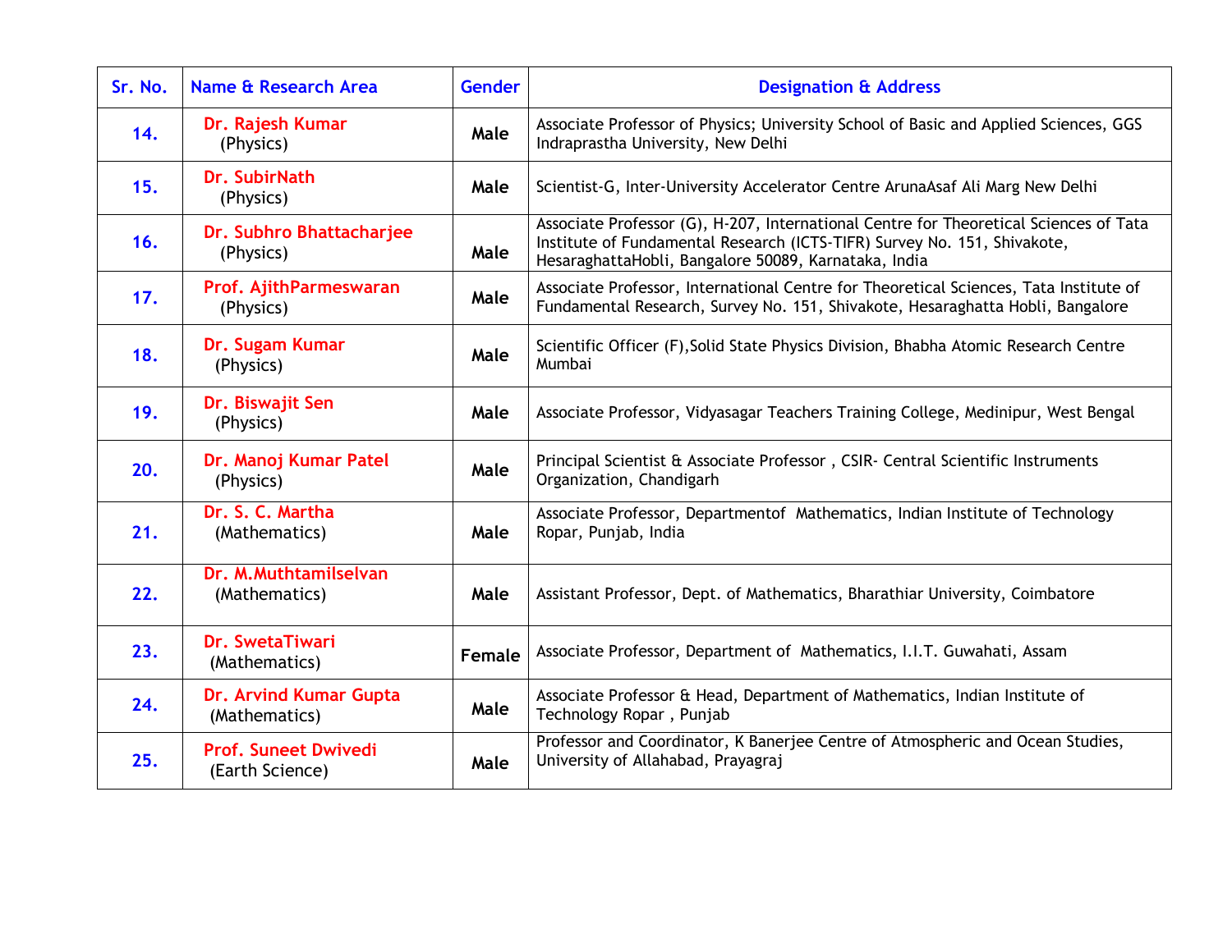| Sr. No. | Name & Research Area | Gender | Designation & Address |
|---|---|---|---|
| 14. | Dr. Rajesh Kumar (Physics) | Male | Associate Professor of Physics; University School of Basic and Applied Sciences, GGS Indraprastha University, New Delhi |
| 15. | Dr. SubirNath (Physics) | Male | Scientist-G, Inter-University Accelerator Centre ArunaAsaf Ali Marg New Delhi |
| 16. | Dr. Subhro Bhattacharjee (Physics) | Male | Associate Professor (G), H-207, International Centre for Theoretical Sciences of Tata Institute of Fundamental Research (ICTS-TIFR) Survey No. 151, Shivakote, HesaraghattaHobli, Bangalore 50089, Karnataka, India |
| 17. | Prof. AjithParmeswaran (Physics) | Male | Associate Professor, International Centre for Theoretical Sciences, Tata Institute of Fundamental Research, Survey No. 151, Shivakote, Hesaraghatta Hobli, Bangalore |
| 18. | Dr. Sugam Kumar (Physics) | Male | Scientific Officer (F),Solid State Physics Division, Bhabha Atomic Research Centre Mumbai |
| 19. | Dr. Biswajit Sen (Physics) | Male | Associate Professor, Vidyasagar Teachers Training College, Medinipur, West Bengal |
| 20. | Dr. Manoj Kumar Patel (Physics) | Male | Principal Scientist & Associate Professor , CSIR- Central Scientific Instruments Organization, Chandigarh |
| 21. | Dr. S. C. Martha (Mathematics) | Male | Associate Professor, Departmentof Mathematics, Indian Institute of Technology Ropar, Punjab, India |
| 22. | Dr. M.Muthtamilselvan (Mathematics) | Male | Assistant Professor, Dept. of Mathematics, Bharathiar University, Coimbatore |
| 23. | Dr. SwetaTiwari (Mathematics) | Female | Associate Professor, Department of Mathematics, I.I.T. Guwahati, Assam |
| 24. | Dr. Arvind Kumar Gupta (Mathematics) | Male | Associate Professor & Head, Department of Mathematics, Indian Institute of Technology Ropar , Punjab |
| 25. | Prof. Suneet Dwivedi (Earth Science) | Male | Professor and Coordinator, K Banerjee Centre of Atmospheric and Ocean Studies, University of Allahabad, Prayagraj |